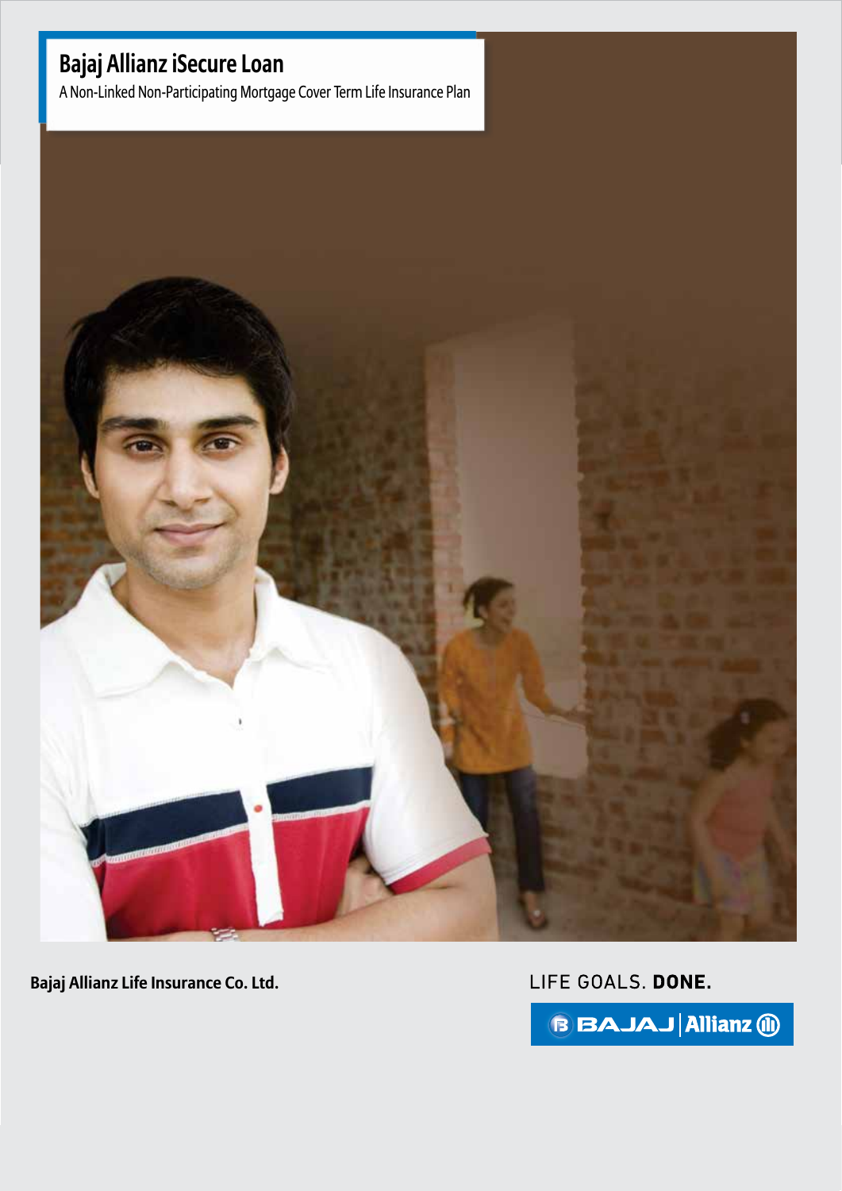# Bajaj Allianz iSecure Loan

A Non-Linked Non-Participating Mortgage Cover Term Life Insurance Plan

**Bajaj Allianz Life Insurance Co. Ltd.**

LIFE GOALS. **DONE.**

BAJAJ | Allianz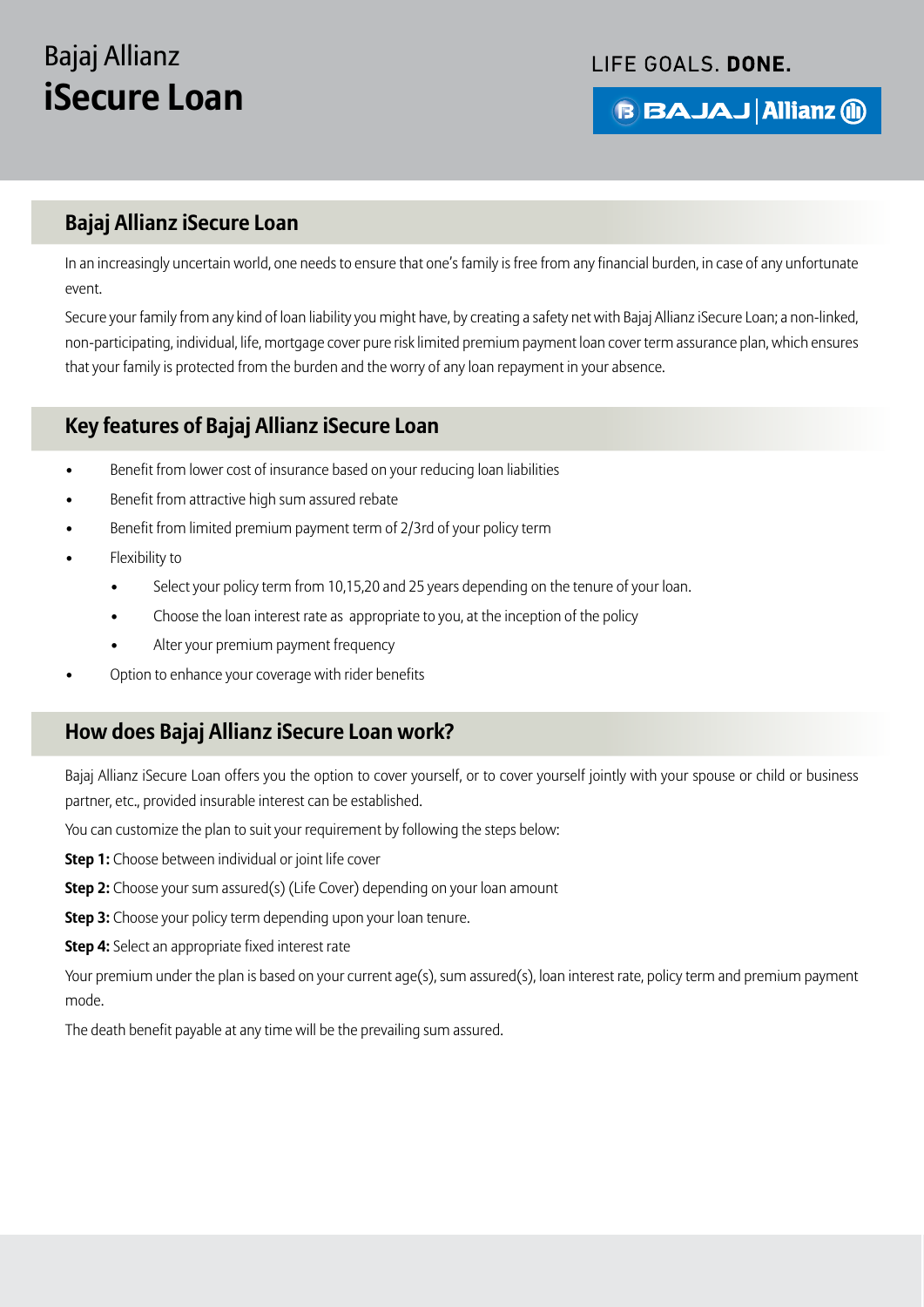# Bajaj Allianz
# iSecure Loan

LIFE GOALS. **DONE.**

## Bajaj Allianz iSecure Loan

In an increasingly uncertain world, one needs to ensure that one's family is free from any financial burden, in case of any unfortunate event.

Secure your family from any kind of loan liability you might have, by creating a safety net with Bajaj Allianz iSecure Loan; a non-linked, non-participating, individual, life, mortgage cover pure risk limited premium payment loan cover term assurance plan, which ensures that your family is protected from the burden and the worry of any loan repayment in your absence.

## Key features of Bajaj Allianz iSecure Loan

- Benefit from lower cost of insurance based on your reducing loan liabilities
- Benefit from attractive high sum assured rebate
- Benefit from limited premium payment term of 2/3rd of your policy term
- Flexibility to
  - Select your policy term from 10,15,20 and 25 years depending on the tenure of your loan.
  - Choose the loan interest rate as appropriate to you, at the inception of the policy
  - Alter your premium payment frequency
- Option to enhance your coverage with rider benefits

## How does Bajaj Allianz iSecure Loan work?

Bajaj Allianz iSecure Loan offers you the option to cover yourself, or to cover yourself jointly with your spouse or child or business partner, etc., provided insurable interest can be established.

You can customize the plan to suit your requirement by following the steps below:

**Step 1:** Choose between individual or joint life cover

**Step 2:** Choose your sum assured(s) (Life Cover) depending on your loan amount

**Step 3:** Choose your policy term depending upon your loan tenure.

**Step 4:** Select an appropriate fixed interest rate

Your premium under the plan is based on your current age(s), sum assured(s), loan interest rate, policy term and premium payment mode.

The death benefit payable at any time will be the prevailing sum assured.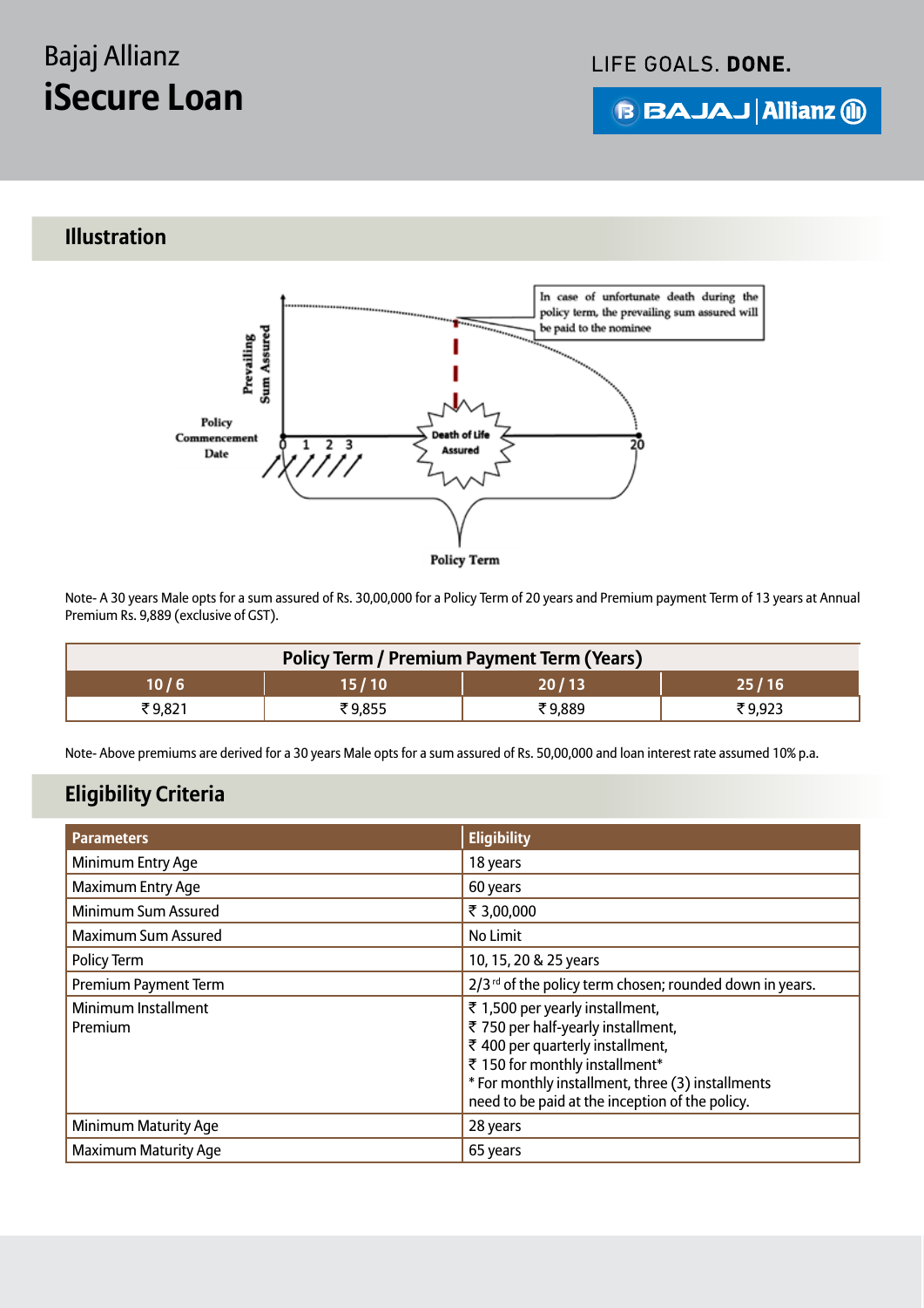## Illustration

In case of unfortunate death during the policy term, the prevailing sum assured will be paid to the nominee

Prevailing Sum Assured

Policy Commencement Date

0 1 2 3

Death of Life Assured

20

Policy Term

Note- A 30 years Male opts for a sum assured of Rs. 30,00,000 for a Policy Term of 20 years and Premium payment Term of 13 years at Annual Premium Rs. 9,889 (exclusive of GST).

| Policy Term / Premium Payment Term (Years) | | | |
|---|---|---|---|
| 10 / 6 | 15 / 10 | 20 / 13 | 25 / 16 |
| ₹ 9,821 | ₹ 9,855 | ₹ 9,889 | ₹ 9,923 |

Note- Above premiums are derived for a 30 years Male opts for a sum assured of Rs. 50,00,000 and loan interest rate assumed 10% p.a.

## Eligibility Criteria

| Parameters | Eligibility |
|---|---|
| Minimum Entry Age | 18 years |
| Maximum Entry Age | 60 years |
| Minimum Sum Assured | ₹ 3,00,000 |
| Maximum Sum Assured | No Limit |
| Policy Term | 10, 15, 20 & 25 years |
| Premium Payment Term | 2/3rd of the policy term chosen; rounded down in years. |
| Minimum Installment Premium | ₹ 1,500 per yearly installment,<br>₹ 750 per half-yearly installment,<br>₹ 400 per quarterly installment,<br>₹ 150 for monthly installment*<br>* For monthly installment, three (3) installments need to be paid at the inception of the policy. |
| Minimum Maturity Age | 28 years |
| Maximum Maturity Age | 65 years |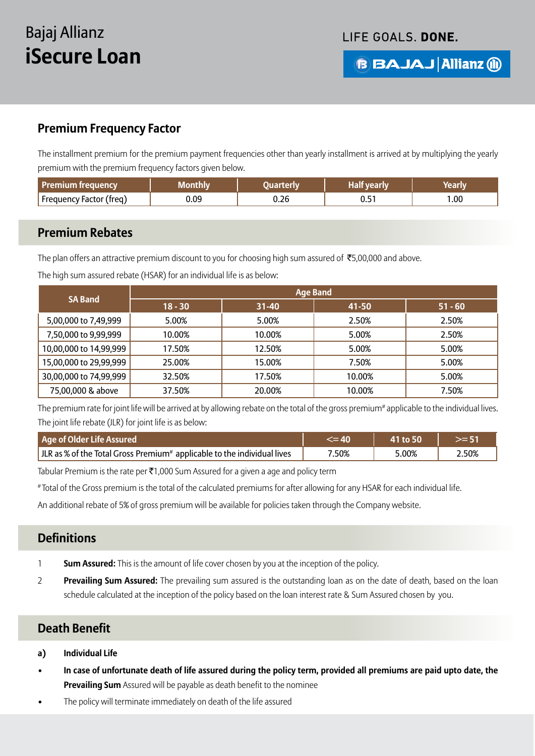# Bajaj Allianz
# iSecure Loan

LIFE GOALS. **DONE.**

## Premium Frequency Factor

The installment premium for the premium payment frequencies other than yearly installment is arrived at by multiplying the yearly premium with the premium frequency factors given below.

| Premium frequency | Monthly | Quarterly | Half yearly | Yearly |
|---|---|---|---|---|
| Frequency Factor (freq) | 0.09 | 0.26 | 0.51 | 1.00 |

## Premium Rebates

The plan offers an attractive premium discount to you for choosing high sum assured of ₹5,00,000 and above.

The high sum assured rebate (HSAR) for an individual life is as below:

| SA Band | Age Band | | | |
|---|---|---|---|---|
| | 18 - 30 | 31-40 | 41-50 | 51 - 60 |
| 5,00,000 to 7,49,999 | 5.00% | 5.00% | 2.50% | 2.50% |
| 7,50,000 to 9,99,999 | 10.00% | 10.00% | 5.00% | 2.50% |
| 10,00,000 to 14,99,999 | 17.50% | 12.50% | 5.00% | 5.00% |
| 15,00,000 to 29,99,999 | 25.00% | 15.00% | 7.50% | 5.00% |
| 30,00,000 to 74,99,999 | 32.50% | 17.50% | 10.00% | 5.00% |
| 75,00,000 & above | 37.50% | 20.00% | 10.00% | 7.50% |

The premium rate for joint life will be arrived at by allowing rebate on the total of the gross premium# applicable to the individual lives. The joint life rebate (JLR) for joint life is as below:

| Age of Older Life Assured | <= 40 | 41 to 50 | >= 51 |
|---|---|---|---|
| JLR as % of the Total Gross Premium# applicable to the individual lives | 7.50% | 5.00% | 2.50% |

Tabular Premium is the rate per ₹1,000 Sum Assured for a given a age and policy term

# Total of the Gross premium is the total of the calculated premiums for after allowing for any HSAR for each individual life.

An additional rebate of 5% of gross premium will be available for policies taken through the Company website.

## Definitions

1. **Sum Assured:** This is the amount of life cover chosen by you at the inception of the policy.
2. **Prevailing Sum Assured:** The prevailing sum assured is the outstanding loan as on the date of death, based on the loan schedule calculated at the inception of the policy based on the loan interest rate & Sum Assured chosen by you.

## Death Benefit

**a) Individual Life**

- **In case of unfortunate death of life assured during the policy term, provided all premiums are paid upto date, the Prevailing Sum** Assured will be payable as death benefit to the nominee
- The policy will terminate immediately on death of the life assured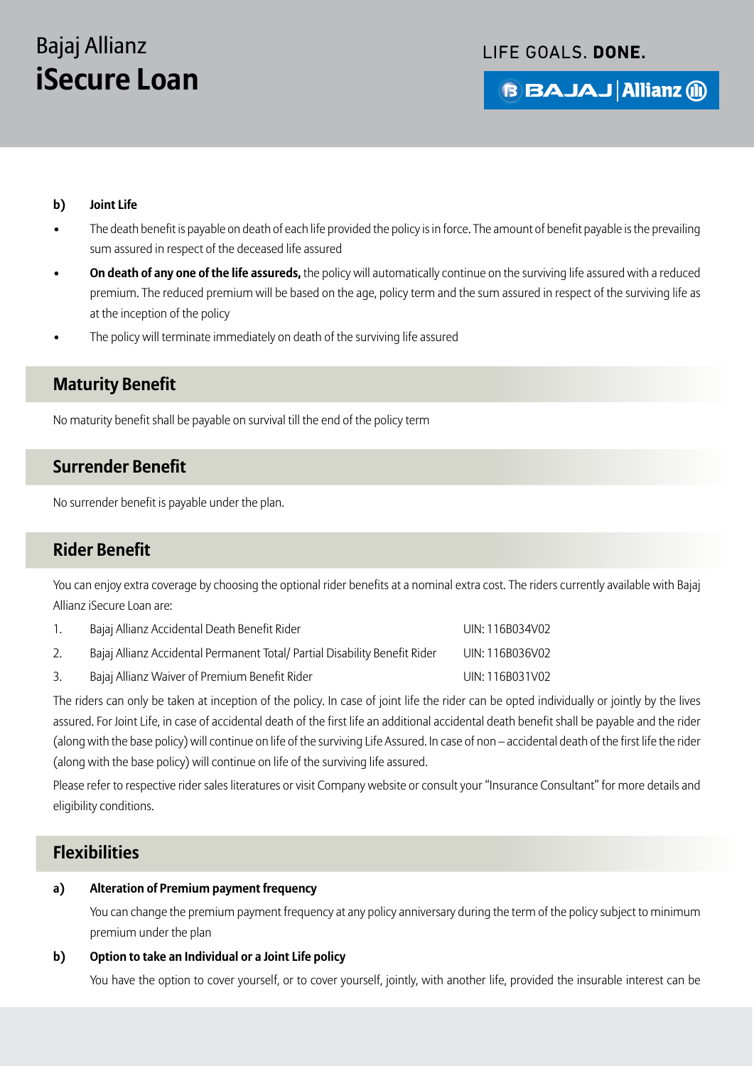**b) Joint Life**

- The death benefit is payable on death of each life provided the policy is in force. The amount of benefit payable is the prevailing sum assured in respect of the deceased life assured
- **On death of any one of the life assureds,** the policy will automatically continue on the surviving life assured with a reduced premium. The reduced premium will be based on the age, policy term and the sum assured in respect of the surviving life as at the inception of the policy
- The policy will terminate immediately on death of the surviving life assured

## Maturity Benefit

No maturity benefit shall be payable on survival till the end of the policy term

## Surrender Benefit

No surrender benefit is payable under the plan.

## Rider Benefit

You can enjoy extra coverage by choosing the optional rider benefits at a nominal extra cost. The riders currently available with Bajaj Allianz iSecure Loan are:

| No. | Rider | UIN |
|---|---|---|
| 1. | Bajaj Allianz Accidental Death Benefit Rider | UIN: 116B034V02 |
| 2. | Bajaj Allianz Accidental Permanent Total/ Partial Disability Benefit Rider | UIN: 116B036V02 |
| 3. | Bajaj Allianz Waiver of Premium Benefit Rider | UIN: 116B031V02 |

The riders can only be taken at inception of the policy. In case of joint life the rider can be opted individually or jointly by the lives assured. For Joint Life, in case of accidental death of the first life an additional accidental death benefit shall be payable and the rider (along with the base policy) will continue on life of the surviving Life Assured. In case of non – accidental death of the first life the rider (along with the base policy) will continue on life of the surviving life assured.

Please refer to respective rider sales literatures or visit Company website or consult your "Insurance Consultant" for more details and eligibility conditions.

## Flexibilities

**a) Alteration of Premium payment frequency**

You can change the premium payment frequency at any policy anniversary during the term of the policy subject to minimum premium under the plan

**b) Option to take an Individual or a Joint Life policy**

You have the option to cover yourself, or to cover yourself, jointly, with another life, provided the insurable interest can be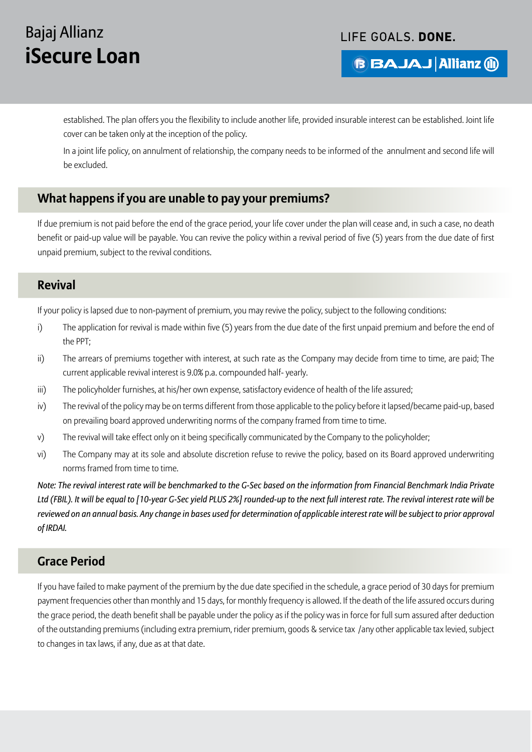established. The plan offers you the flexibility to include another life, provided insurable interest can be established. Joint life cover can be taken only at the inception of the policy.

In a joint life policy, on annulment of relationship, the company needs to be informed of the annulment and second life will be excluded.

## What happens if you are unable to pay your premiums?

If due premium is not paid before the end of the grace period, your life cover under the plan will cease and, in such a case, no death benefit or paid-up value will be payable. You can revive the policy within a revival period of five (5) years from the due date of first unpaid premium, subject to the revival conditions.

## Revival

If your policy is lapsed due to non-payment of premium, you may revive the policy, subject to the following conditions:

i) The application for revival is made within five (5) years from the due date of the first unpaid premium and before the end of the PPT;

ii) The arrears of premiums together with interest, at such rate as the Company may decide from time to time, are paid; The current applicable revival interest is 9.0% p.a. compounded half- yearly.

iii) The policyholder furnishes, at his/her own expense, satisfactory evidence of health of the life assured;

iv) The revival of the policy may be on terms different from those applicable to the policy before it lapsed/became paid-up, based on prevailing board approved underwriting norms of the company framed from time to time.

v) The revival will take effect only on it being specifically communicated by the Company to the policyholder;

vi) The Company may at its sole and absolute discretion refuse to revive the policy, based on its Board approved underwriting norms framed from time to time.

*Note: The revival interest rate will be benchmarked to the G-Sec based on the information from Financial Benchmark India Private Ltd (FBIL). It will be equal to [10-year G-Sec yield PLUS 2%] rounded-up to the next full interest rate. The revival interest rate will be reviewed on an annual basis. Any change in bases used for determination of applicable interest rate will be subject to prior approval of IRDAI.*

## Grace Period

If you have failed to make payment of the premium by the due date specified in the schedule, a grace period of 30 days for premium payment frequencies other than monthly and 15 days, for monthly frequency is allowed. If the death of the life assured occurs during the grace period, the death benefit shall be payable under the policy as if the policy was in force for full sum assured after deduction of the outstanding premiums (including extra premium, rider premium, goods & service tax /any other applicable tax levied, subject to changes in tax laws, if any, due as at that date.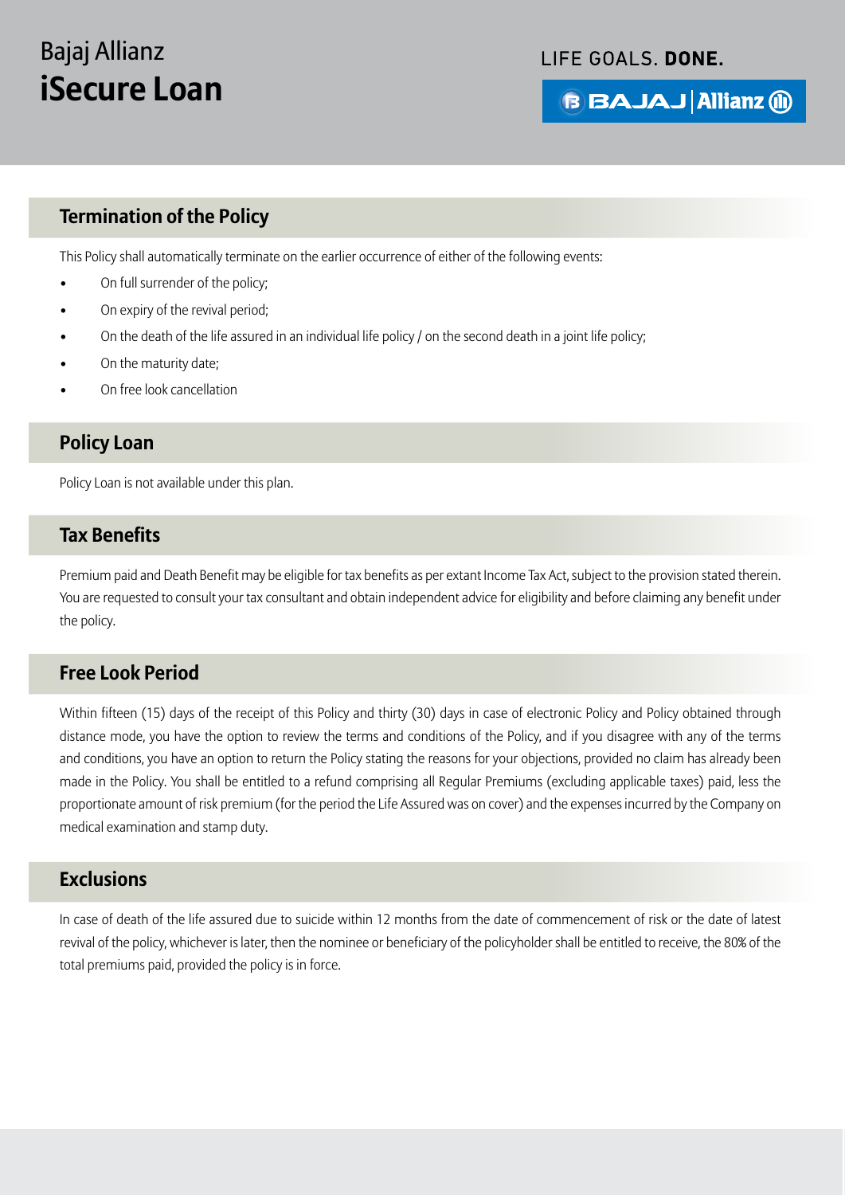## Termination of the Policy

This Policy shall automatically terminate on the earlier occurrence of either of the following events:

- On full surrender of the policy;
- On expiry of the revival period;
- On the death of the life assured in an individual life policy / on the second death in a joint life policy;
- On the maturity date;
- On free look cancellation

## Policy Loan

Policy Loan is not available under this plan.

## Tax Benefits

Premium paid and Death Benefit may be eligible for tax benefits as per extant Income Tax Act, subject to the provision stated therein. You are requested to consult your tax consultant and obtain independent advice for eligibility and before claiming any benefit under the policy.

## Free Look Period

Within fifteen (15) days of the receipt of this Policy and thirty (30) days in case of electronic Policy and Policy obtained through distance mode, you have the option to review the terms and conditions of the Policy, and if you disagree with any of the terms and conditions, you have an option to return the Policy stating the reasons for your objections, provided no claim has already been made in the Policy. You shall be entitled to a refund comprising all Regular Premiums (excluding applicable taxes) paid, less the proportionate amount of risk premium (for the period the Life Assured was on cover) and the expenses incurred by the Company on medical examination and stamp duty.

## Exclusions

In case of death of the life assured due to suicide within 12 months from the date of commencement of risk or the date of latest revival of the policy, whichever is later, then the nominee or beneficiary of the policyholder shall be entitled to receive, the 80% of the total premiums paid, provided the policy is in force.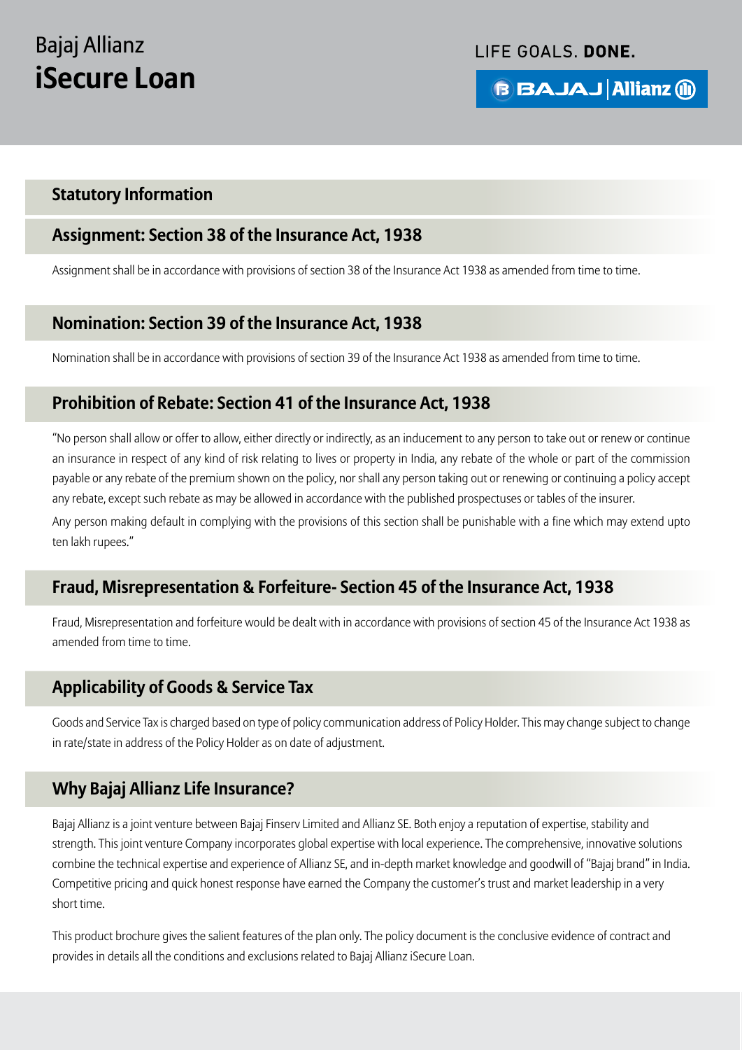## Statutory Information

## Assignment: Section 38 of the Insurance Act, 1938

Assignment shall be in accordance with provisions of section 38 of the Insurance Act 1938 as amended from time to time.

## Nomination: Section 39 of the Insurance Act, 1938

Nomination shall be in accordance with provisions of section 39 of the Insurance Act 1938 as amended from time to time.

## Prohibition of Rebate: Section 41 of the Insurance Act, 1938

"No person shall allow or offer to allow, either directly or indirectly, as an inducement to any person to take out or renew or continue an insurance in respect of any kind of risk relating to lives or property in India, any rebate of the whole or part of the commission payable or any rebate of the premium shown on the policy, nor shall any person taking out or renewing or continuing a policy accept any rebate, except such rebate as may be allowed in accordance with the published prospectuses or tables of the insurer.

Any person making default in complying with the provisions of this section shall be punishable with a fine which may extend upto ten lakh rupees."

## Fraud, Misrepresentation & Forfeiture- Section 45 of the Insurance Act, 1938

Fraud, Misrepresentation and forfeiture would be dealt with in accordance with provisions of section 45 of the Insurance Act 1938 as amended from time to time.

## Applicability of Goods & Service Tax

Goods and Service Tax is charged based on type of policy communication address of Policy Holder. This may change subject to change in rate/state in address of the Policy Holder as on date of adjustment.

## Why Bajaj Allianz Life Insurance?

Bajaj Allianz is a joint venture between Bajaj Finserv Limited and Allianz SE. Both enjoy a reputation of expertise, stability and strength. This joint venture Company incorporates global expertise with local experience. The comprehensive, innovative solutions combine the technical expertise and experience of Allianz SE, and in-depth market knowledge and goodwill of "Bajaj brand" in India. Competitive pricing and quick honest response have earned the Company the customer's trust and market leadership in a very short time.

This product brochure gives the salient features of the plan only. The policy document is the conclusive evidence of contract and provides in details all the conditions and exclusions related to Bajaj Allianz iSecure Loan.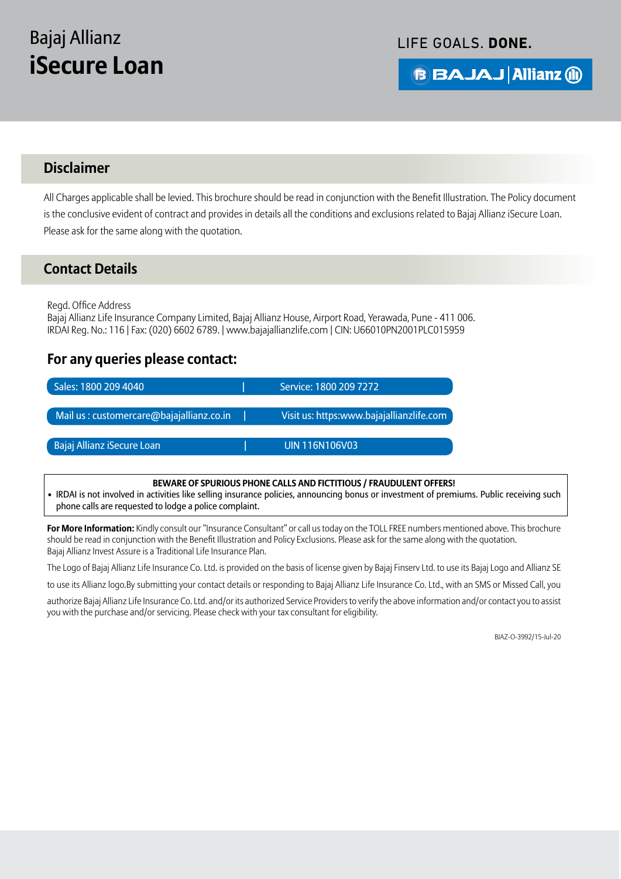Bajaj Allianz
# iSecure Loan

LIFE GOALS. **DONE.**

BAJAJ | Allianz

## Disclaimer

All Charges applicable shall be levied. This brochure should be read in conjunction with the Benefit Illustration. The Policy document is the conclusive evident of contract and provides in details all the conditions and exclusions related to Bajaj Allianz iSecure Loan. Please ask for the same along with the quotation.

## Contact Details

Regd. Office Address
Bajaj Allianz Life Insurance Company Limited, Bajaj Allianz House, Airport Road, Yerawada, Pune - 411 006.
IRDAI Reg. No.: 116 | Fax: (020) 6602 6789. | www.bajajallianzlife.com | CIN: U66010PN2001PLC015959

### For any queries please contact:

| | |
|---|---|
| Sales: 1800 209 4040 | Service: 1800 209 7272 |
| Mail us : customercare@bajajallianz.co.in | Visit us: https:www.bajajallianzlife.com |
| Bajaj Allianz iSecure Loan | UIN 116N106V03 |

**BEWARE OF SPURIOUS PHONE CALLS AND FICTITIOUS / FRAUDULENT OFFERS!**

- IRDAI is not involved in activities like selling insurance policies, announcing bonus or investment of premiums. Public receiving such phone calls are requested to lodge a police complaint.

**For More Information:** Kindly consult our "Insurance Consultant" or call us today on the TOLL FREE numbers mentioned above. This brochure should be read in conjunction with the Benefit Illustration and Policy Exclusions. Please ask for the same along with the quotation.
Bajaj Allianz Invest Assure is a Traditional Life Insurance Plan.

The Logo of Bajaj Allianz Life Insurance Co. Ltd. is provided on the basis of license given by Bajaj Finserv Ltd. to use its Bajaj Logo and Allianz SE to use its Allianz logo.By submitting your contact details or responding to Bajaj Allianz Life Insurance Co. Ltd., with an SMS or Missed Call, you authorize Bajaj Allianz Life Insurance Co. Ltd. and/or its authorized Service Providers to verify the above information and/or contact you to assist you with the purchase and/or servicing. Please check with your tax consultant for eligibility.

BJAZ-O-3992/15-Jul-20